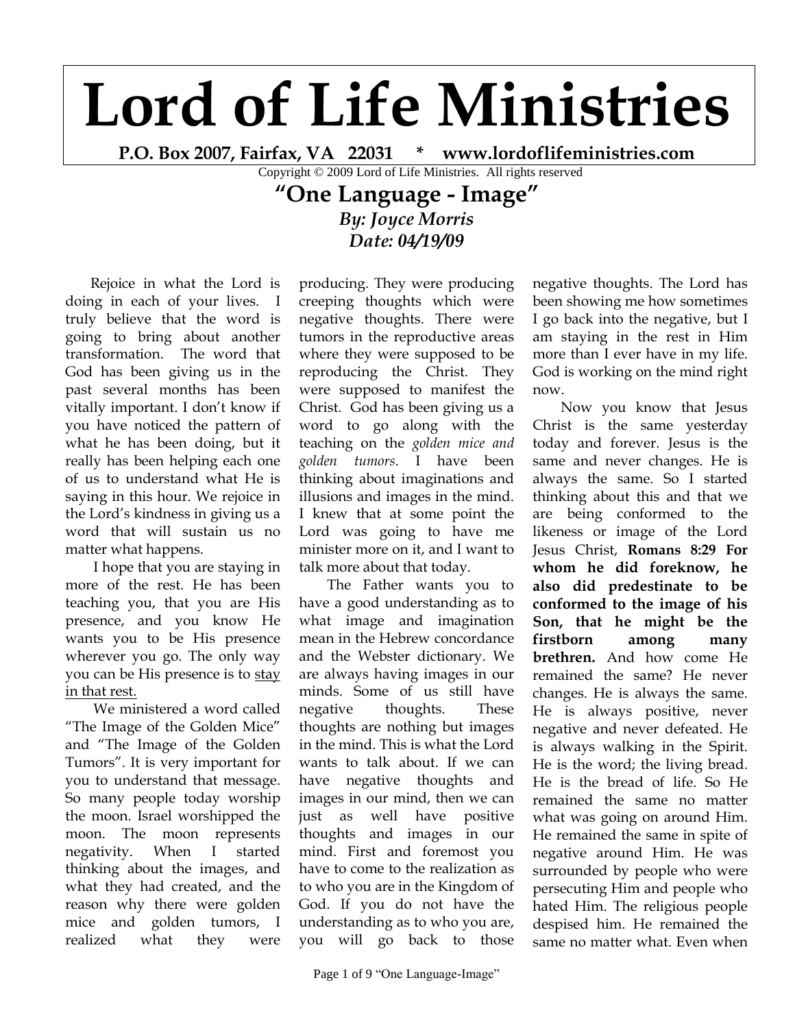# Lord of Life Ministries

**P.O. Box 2007, Fairfax, VA 22031 * www.lordoflifeministries.com**

Copyright © 2009 Lord of Life Ministries. All rights reserved

## "One Language - Image"

***By: Joyce Morris***

***Date: 04/19/09***

Rejoice in what the Lord is doing in each of your lives. I truly believe that the word is going to bring about another transformation. The word that God has been giving us in the past several months has been vitally important. I don't know if you have noticed the pattern of what he has been doing, but it really has been helping each one of us to understand what He is saying in this hour. We rejoice in the Lord's kindness in giving us a word that will sustain us no matter what happens.

I hope that you are staying in more of the rest. He has been teaching you, that you are His presence, and you know He wants you to be His presence wherever you go. The only way you can be His presence is to <u>stay in that rest.</u>

We ministered a word called "The Image of the Golden Mice" and "The Image of the Golden Tumors". It is very important for you to understand that message. So many people today worship the moon. Israel worshipped the moon. The moon represents negativity. When I started thinking about the images, and what they had created, and the reason why there were golden mice and golden tumors, I realized what they were producing. They were producing creeping thoughts which were negative thoughts. There were tumors in the reproductive areas where they were supposed to be reproducing the Christ. They were supposed to manifest the Christ. God has been giving us a word to go along with the teaching on the *golden mice and golden tumors*. I have been thinking about imaginations and illusions and images in the mind. I knew that at some point the Lord was going to have me minister more on it, and I want to talk more about that today.

The Father wants you to have a good understanding as to what image and imagination mean in the Hebrew concordance and the Webster dictionary. We are always having images in our minds. Some of us still have negative thoughts. These thoughts are nothing but images in the mind. This is what the Lord wants to talk about. If we can have negative thoughts and images in our mind, then we can just as well have positive thoughts and images in our mind. First and foremost you have to come to the realization as to who you are in the Kingdom of God. If you do not have the understanding as to who you are, you will go back to those negative thoughts. The Lord has been showing me how sometimes I go back into the negative, but I am staying in the rest in Him more than I ever have in my life. God is working on the mind right now.

Now you know that Jesus Christ is the same yesterday today and forever. Jesus is the same and never changes. He is always the same. So I started thinking about this and that we are being conformed to the likeness or image of the Lord Jesus Christ, **Romans 8:29 For whom he did foreknow, he also did predestinate to be conformed to the image of his Son, that he might be the firstborn among many brethren.** And how come He remained the same? He never changes. He is always the same. He is always positive, never negative and never defeated. He is always walking in the Spirit. He is the word; the living bread. He is the bread of life. So He remained the same no matter what was going on around Him. He remained the same in spite of negative around Him. He was surrounded by people who were persecuting Him and people who hated Him. The religious people despised him. He remained the same no matter what. Even when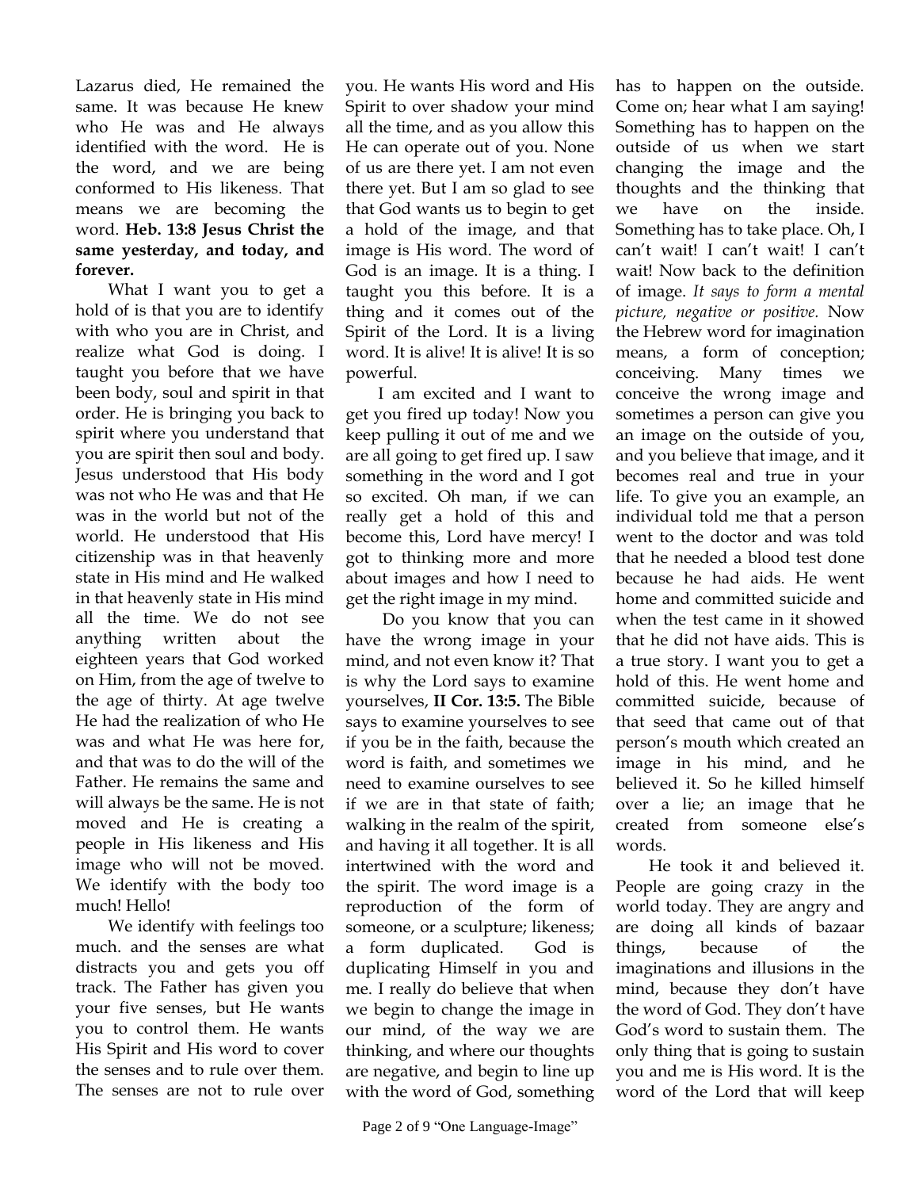Lazarus died, He remained the same. It was because He knew who He was and He always identified with the word. He is the word, and we are being conformed to His likeness. That means we are becoming the word. **Heb. 13:8 Jesus Christ the same yesterday, and today, and forever.**

What I want you to get a hold of is that you are to identify with who you are in Christ, and realize what God is doing. I taught you before that we have been body, soul and spirit in that order. He is bringing you back to spirit where you understand that you are spirit then soul and body. Jesus understood that His body was not who He was and that He was in the world but not of the world. He understood that His citizenship was in that heavenly state in His mind and He walked in that heavenly state in His mind all the time. We do not see anything written about the eighteen years that God worked on Him, from the age of twelve to the age of thirty. At age twelve He had the realization of who He was and what He was here for, and that was to do the will of the Father. He remains the same and will always be the same. He is not moved and He is creating a people in His likeness and His image who will not be moved. We identify with the body too much! Hello!

We identify with feelings too much. and the senses are what distracts you and gets you off track. The Father has given you your five senses, but He wants you to control them. He wants His Spirit and His word to cover the senses and to rule over them. The senses are not to rule over you. He wants His word and His Spirit to over shadow your mind all the time, and as you allow this He can operate out of you. None of us are there yet. I am not even there yet. But I am so glad to see that God wants us to begin to get a hold of the image, and that image is His word. The word of God is an image. It is a thing. I taught you this before. It is a thing and it comes out of the Spirit of the Lord. It is a living word. It is alive! It is alive! It is so powerful.

I am excited and I want to get you fired up today! Now you keep pulling it out of me and we are all going to get fired up. I saw something in the word and I got so excited. Oh man, if we can really get a hold of this and become this, Lord have mercy! I got to thinking more and more about images and how I need to get the right image in my mind.

Do you know that you can have the wrong image in your mind, and not even know it? That is why the Lord says to examine yourselves, **II Cor. 13:5.** The Bible says to examine yourselves to see if you be in the faith, because the word is faith, and sometimes we need to examine ourselves to see if we are in that state of faith; walking in the realm of the spirit, and having it all together. It is all intertwined with the word and the spirit. The word image is a reproduction of the form of someone, or a sculpture; likeness; a form duplicated. God is duplicating Himself in you and me. I really do believe that when we begin to change the image in our mind, of the way we are thinking, and where our thoughts are negative, and begin to line up with the word of God, something has to happen on the outside. Come on; hear what I am saying! Something has to happen on the outside of us when we start changing the image and the thoughts and the thinking that we have on the inside. Something has to take place. Oh, I can't wait! I can't wait! I can't wait! Now back to the definition of image. *It says to form a mental picture, negative or positive.* Now the Hebrew word for imagination means, a form of conception; conceiving. Many times we conceive the wrong image and sometimes a person can give you an image on the outside of you, and you believe that image, and it becomes real and true in your life. To give you an example, an individual told me that a person went to the doctor and was told that he needed a blood test done because he had aids. He went home and committed suicide and when the test came in it showed that he did not have aids. This is a true story. I want you to get a hold of this. He went home and committed suicide, because of that seed that came out of that person's mouth which created an image in his mind, and he believed it. So he killed himself over a lie; an image that he created from someone else's words.

He took it and believed it. People are going crazy in the world today. They are angry and are doing all kinds of bazaar things, because of the imaginations and illusions in the mind, because they don't have the word of God. They don't have God's word to sustain them. The only thing that is going to sustain you and me is His word. It is the word of the Lord that will keep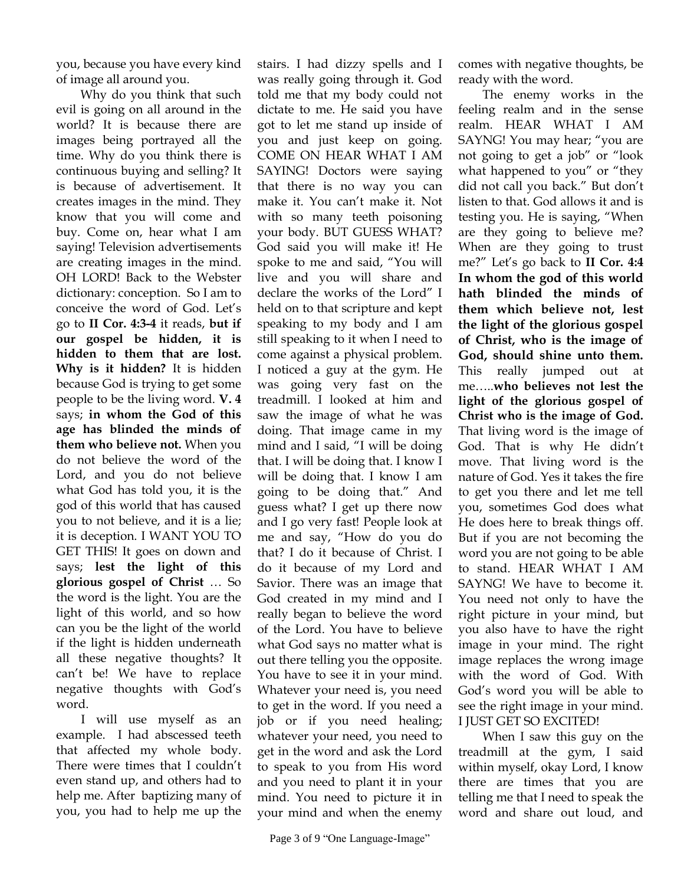you, because you have every kind of image all around you.

Why do you think that such evil is going on all around in the world? It is because there are images being portrayed all the time. Why do you think there is continuous buying and selling? It is because of advertisement. It creates images in the mind. They know that you will come and buy. Come on, hear what I am saying! Television advertisements are creating images in the mind. OH LORD! Back to the Webster dictionary: conception. So I am to conceive the word of God. Let's go to **II Cor. 4:3-4** it reads, **but if our gospel be hidden, it is hidden to them that are lost. Why is it hidden?** It is hidden because God is trying to get some people to be the living word. **V. 4** says; **in whom the God of this age has blinded the minds of them who believe not.** When you do not believe the word of the Lord, and you do not believe what God has told you, it is the god of this world that has caused you to not believe, and it is a lie; it is deception. I WANT YOU TO GET THIS! It goes on down and says; **lest the light of this glorious gospel of Christ** … So the word is the light. You are the light of this world, and so how can you be the light of the world if the light is hidden underneath all these negative thoughts? It can't be! We have to replace negative thoughts with God's word.

I will use myself as an example. I had abscessed teeth that affected my whole body. There were times that I couldn't even stand up, and others had to help me. After baptizing many of you, you had to help me up the stairs. I had dizzy spells and I was really going through it. God told me that my body could not dictate to me. He said you have got to let me stand up inside of you and just keep on going. COME ON HEAR WHAT I AM SAYING! Doctors were saying that there is no way you can make it. You can't make it. Not with so many teeth poisoning your body. BUT GUESS WHAT? God said you will make it! He spoke to me and said, "You will live and you will share and declare the works of the Lord" I held on to that scripture and kept speaking to my body and I am still speaking to it when I need to come against a physical problem. I noticed a guy at the gym. He was going very fast on the treadmill. I looked at him and saw the image of what he was doing. That image came in my mind and I said, "I will be doing that. I will be doing that. I know I will be doing that. I know I am going to be doing that." And guess what? I get up there now and I go very fast! People look at me and say, "How do you do that? I do it because of Christ. I do it because of my Lord and Savior. There was an image that God created in my mind and I really began to believe the word of the Lord. You have to believe what God says no matter what is out there telling you the opposite. You have to see it in your mind. Whatever your need is, you need to get in the word. If you need a job or if you need healing; whatever your need, you need to get in the word and ask the Lord to speak to you from His word and you need to plant it in your mind. You need to picture it in your mind and when the enemy comes with negative thoughts, be ready with the word.

The enemy works in the feeling realm and in the sense realm. HEAR WHAT I AM SAYNG! You may hear; "you are not going to get a job" or "look what happened to you" or "they did not call you back." But don't listen to that. God allows it and is testing you. He is saying, "When are they going to believe me? When are they going to trust me?" Let's go back to **II Cor. 4:4 In whom the god of this world hath blinded the minds of them which believe not, lest the light of the glorious gospel of Christ, who is the image of God, should shine unto them.** This really jumped out at me…..**who believes not lest the light of the glorious gospel of Christ who is the image of God.** That living word is the image of God. That is why He didn't move. That living word is the nature of God. Yes it takes the fire to get you there and let me tell you, sometimes God does what He does here to break things off. But if you are not becoming the word you are not going to be able to stand. HEAR WHAT I AM SAYNG! We have to become it. You need not only to have the right picture in your mind, but you also have to have the right image in your mind. The right image replaces the wrong image with the word of God. With God's word you will be able to see the right image in your mind. I JUST GET SO EXCITED!

When I saw this guy on the treadmill at the gym, I said within myself, okay Lord, I know there are times that you are telling me that I need to speak the word and share out loud, and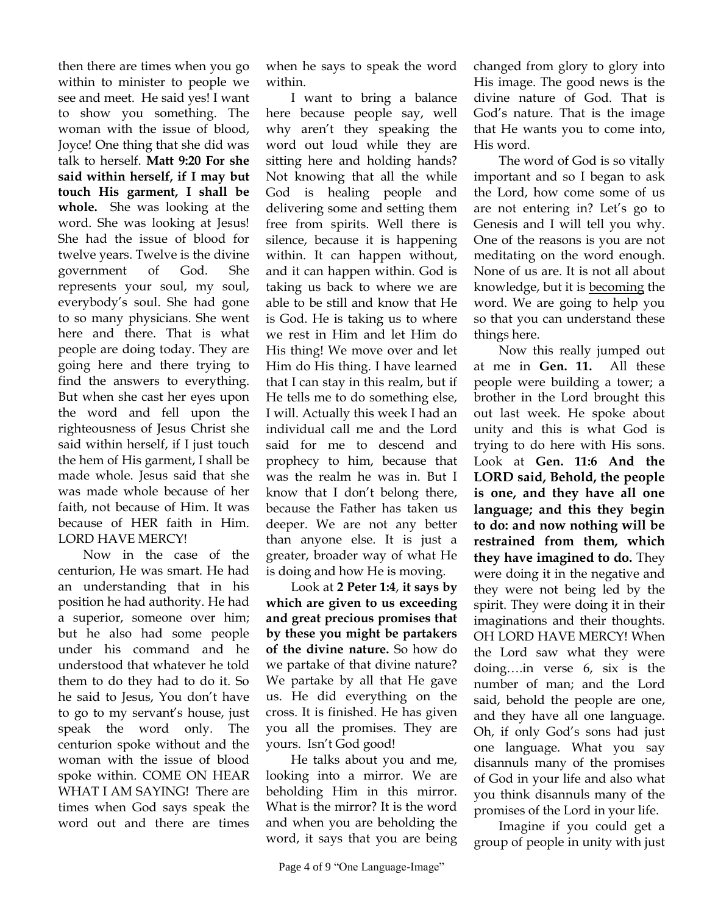then there are times when you go within to minister to people we see and meet. He said yes! I want to show you something. The woman with the issue of blood, Joyce! One thing that she did was talk to herself. **Matt 9:20 For she said within herself, if I may but touch His garment, I shall be whole.** She was looking at the word. She was looking at Jesus! She had the issue of blood for twelve years. Twelve is the divine government of God. She represents your soul, my soul, everybody's soul. She had gone to so many physicians. She went here and there. That is what people are doing today. They are going here and there trying to find the answers to everything. But when she cast her eyes upon the word and fell upon the righteousness of Jesus Christ she said within herself, if I just touch the hem of His garment, I shall be made whole. Jesus said that she was made whole because of her faith, not because of Him. It was because of HER faith in Him. LORD HAVE MERCY!

Now in the case of the centurion, He was smart. He had an understanding that in his position he had authority. He had a superior, someone over him; but he also had some people under his command and he understood that whatever he told them to do they had to do it. So he said to Jesus, You don't have to go to my servant's house, just speak the word only. The centurion spoke without and the woman with the issue of blood spoke within. COME ON HEAR WHAT I AM SAYING! There are times when God says speak the word out and there are times when he says to speak the word within.

I want to bring a balance here because people say, well why aren't they speaking the word out loud while they are sitting here and holding hands? Not knowing that all the while God is healing people and delivering some and setting them free from spirits. Well there is silence, because it is happening within. It can happen without, and it can happen within. God is taking us back to where we are able to be still and know that He is God. He is taking us to where we rest in Him and let Him do His thing! We move over and let Him do His thing. I have learned that I can stay in this realm, but if He tells me to do something else, I will. Actually this week I had an individual call me and the Lord said for me to descend and prophecy to him, because that was the realm he was in. But I know that I don't belong there, because the Father has taken us deeper. We are not any better than anyone else. It is just a greater, broader way of what He is doing and how He is moving.

Look at **2 Peter 1:4**, **it says by which are given to us exceeding and great precious promises that by these you might be partakers of the divine nature.** So how do we partake of that divine nature? We partake by all that He gave us. He did everything on the cross. It is finished. He has given you all the promises. They are yours. Isn't God good!

He talks about you and me, looking into a mirror. We are beholding Him in this mirror. What is the mirror? It is the word and when you are beholding the word, it says that you are being changed from glory to glory into His image. The good news is the divine nature of God. That is God's nature. That is the image that He wants you to come into, His word.

The word of God is so vitally important and so I began to ask the Lord, how come some of us are not entering in? Let's go to Genesis and I will tell you why. One of the reasons is you are not meditating on the word enough. None of us are. It is not all about knowledge, but it is <u>becoming</u> the word. We are going to help you so that you can understand these things here.

Now this really jumped out at me in **Gen. 11.** All these people were building a tower; a brother in the Lord brought this out last week. He spoke about unity and this is what God is trying to do here with His sons. Look at **Gen. 11:6 And the LORD said, Behold, the people is one, and they have all one language; and this they begin to do: and now nothing will be restrained from them, which they have imagined to do.** They were doing it in the negative and they were not being led by the spirit. They were doing it in their imaginations and their thoughts. OH LORD HAVE MERCY! When the Lord saw what they were doing….in verse 6, six is the number of man; and the Lord said, behold the people are one, and they have all one language. Oh, if only God's sons had just one language. What you say disannuls many of the promises of God in your life and also what you think disannuls many of the promises of the Lord in your life.

Imagine if you could get a group of people in unity with just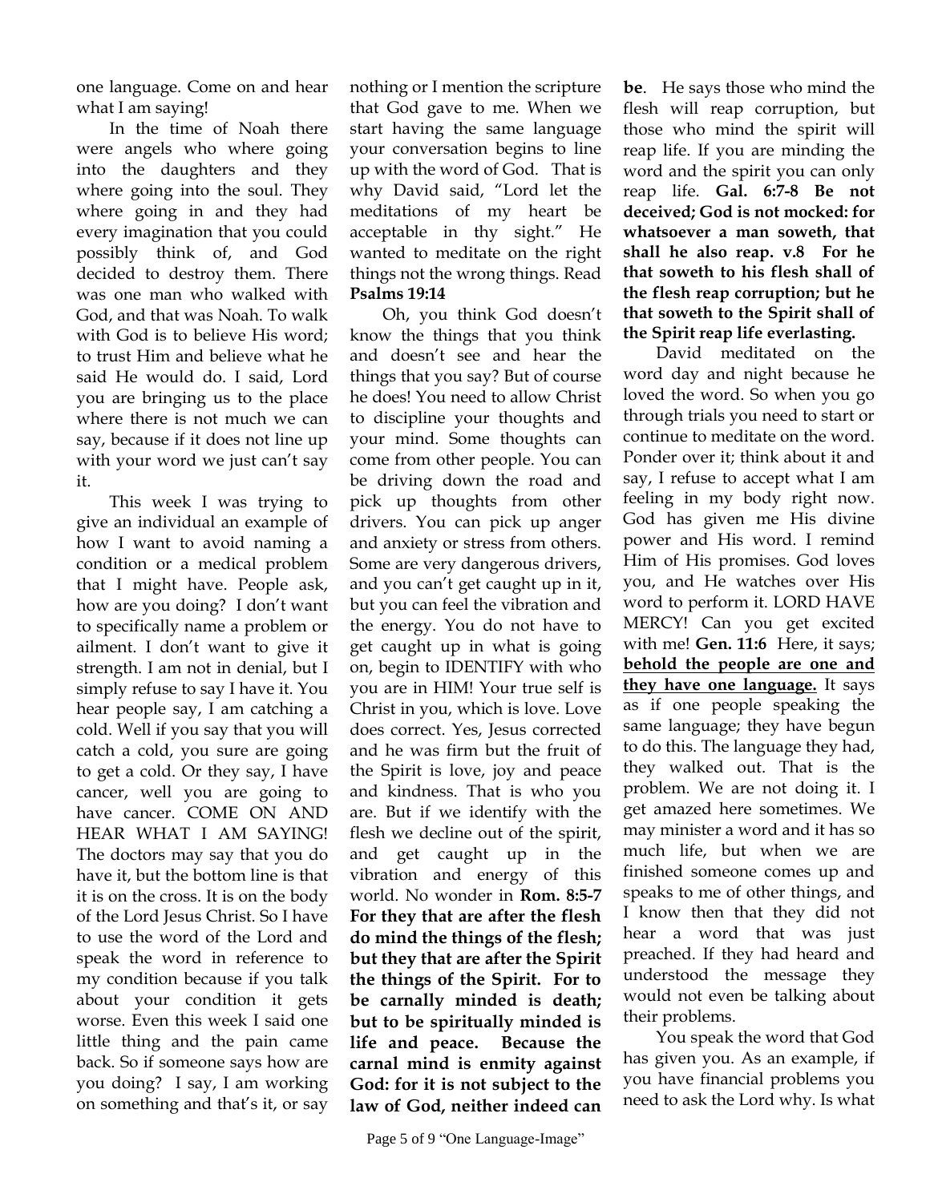one language. Come on and hear what I am saying!

In the time of Noah there were angels who where going into the daughters and they where going into the soul. They where going in and they had every imagination that you could possibly think of, and God decided to destroy them. There was one man who walked with God, and that was Noah. To walk with God is to believe His word; to trust Him and believe what he said He would do. I said, Lord you are bringing us to the place where there is not much we can say, because if it does not line up with your word we just can't say it.

This week I was trying to give an individual an example of how I want to avoid naming a condition or a medical problem that I might have. People ask, how are you doing? I don't want to specifically name a problem or ailment. I don't want to give it strength. I am not in denial, but I simply refuse to say I have it. You hear people say, I am catching a cold. Well if you say that you will catch a cold, you sure are going to get a cold. Or they say, I have cancer, well you are going to have cancer. COME ON AND HEAR WHAT I AM SAYING! The doctors may say that you do have it, but the bottom line is that it is on the cross. It is on the body of the Lord Jesus Christ. So I have to use the word of the Lord and speak the word in reference to my condition because if you talk about your condition it gets worse. Even this week I said one little thing and the pain came back. So if someone says how are you doing? I say, I am working on something and that's it, or say nothing or I mention the scripture that God gave to me. When we start having the same language your conversation begins to line up with the word of God. That is why David said, "Lord let the meditations of my heart be acceptable in thy sight." He wanted to meditate on the right things not the wrong things. Read **Psalms 19:14**

Oh, you think God doesn't know the things that you think and doesn't see and hear the things that you say? But of course he does! You need to allow Christ to discipline your thoughts and your mind. Some thoughts can come from other people. You can be driving down the road and pick up thoughts from other drivers. You can pick up anger and anxiety or stress from others. Some are very dangerous drivers, and you can't get caught up in it, but you can feel the vibration and the energy. You do not have to get caught up in what is going on, begin to IDENTIFY with who you are in HIM! Your true self is Christ in you, which is love. Love does correct. Yes, Jesus corrected and he was firm but the fruit of the Spirit is love, joy and peace and kindness. That is who you are. But if we identify with the flesh we decline out of the spirit, and get caught up in the vibration and energy of this world. No wonder in **Rom. 8:5-7 For they that are after the flesh do mind the things of the flesh; but they that are after the Spirit the things of the Spirit. For to be carnally minded is death; but to be spiritually minded is life and peace. Because the carnal mind is enmity against God: for it is not subject to the law of God, neither indeed can be**. He says those who mind the flesh will reap corruption, but those who mind the spirit will reap life. If you are minding the word and the spirit you can only reap life. **Gal. 6:7-8 Be not deceived; God is not mocked: for whatsoever a man soweth, that shall he also reap. v.8 For he that soweth to his flesh shall of the flesh reap corruption; but he that soweth to the Spirit shall of the Spirit reap life everlasting.**

David meditated on the word day and night because he loved the word. So when you go through trials you need to start or continue to meditate on the word. Ponder over it; think about it and say, I refuse to accept what I am feeling in my body right now. God has given me His divine power and His word. I remind Him of His promises. God loves you, and He watches over His word to perform it. LORD HAVE MERCY! Can you get excited with me! **Gen. 11:6** Here, it says; **behold the people are one and they have one language.** It says as if one people speaking the same language; they have begun to do this. The language they had, they walked out. That is the problem. We are not doing it. I get amazed here sometimes. We may minister a word and it has so much life, but when we are finished someone comes up and speaks to me of other things, and I know then that they did not hear a word that was just preached. If they had heard and understood the message they would not even be talking about their problems.

You speak the word that God has given you. As an example, if you have financial problems you need to ask the Lord why. Is what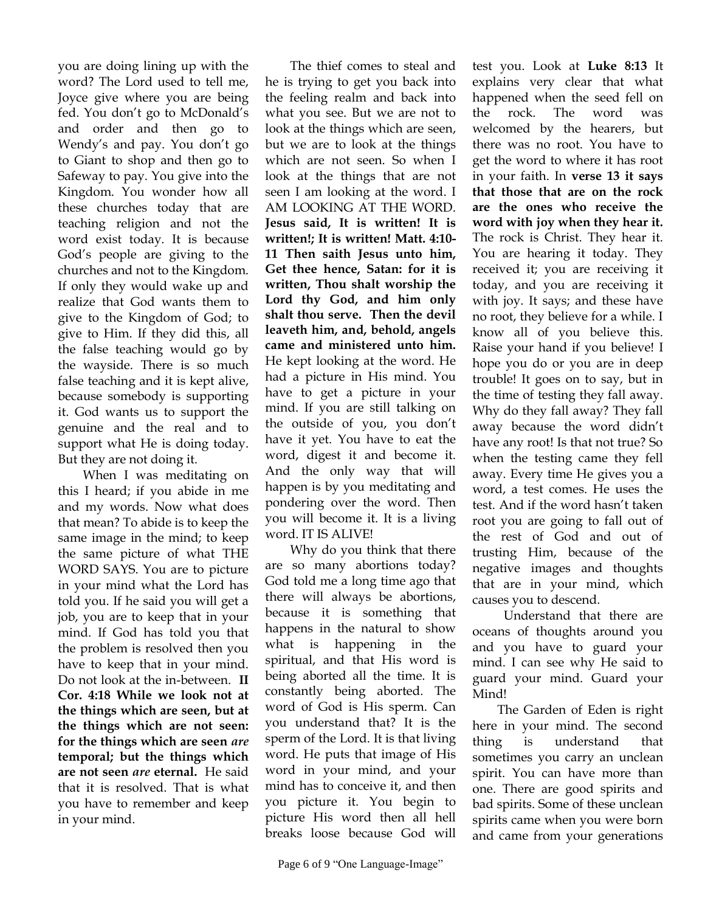you are doing lining up with the word? The Lord used to tell me, Joyce give where you are being fed. You don't go to McDonald's and order and then go to Wendy's and pay. You don't go to Giant to shop and then go to Safeway to pay. You give into the Kingdom. You wonder how all these churches today that are teaching religion and not the word exist today. It is because God's people are giving to the churches and not to the Kingdom. If only they would wake up and realize that God wants them to give to the Kingdom of God; to give to Him. If they did this, all the false teaching would go by the wayside. There is so much false teaching and it is kept alive, because somebody is supporting it. God wants us to support the genuine and the real and to support what He is doing today. But they are not doing it.

When I was meditating on this I heard; if you abide in me and my words. Now what does that mean? To abide is to keep the same image in the mind; to keep the same picture of what THE WORD SAYS. You are to picture in your mind what the Lord has told you. If he said you will get a job, you are to keep that in your mind. If God has told you that the problem is resolved then you have to keep that in your mind. Do not look at the in-between. **II Cor. 4:18 While we look not at the things which are seen, but at the things which are not seen: for the things which are seen *are* temporal; but the things which are not seen *are* eternal.** He said that it is resolved. That is what you have to remember and keep in your mind.

The thief comes to steal and he is trying to get you back into the feeling realm and back into what you see. But we are not to look at the things which are seen, but we are to look at the things which are not seen. So when I look at the things that are not seen I am looking at the word. I AM LOOKING AT THE WORD. **Jesus said, It is written! It is written!; It is written! Matt. 4:10-11 Then saith Jesus unto him, Get thee hence, Satan: for it is written, Thou shalt worship the Lord thy God, and him only shalt thou serve. Then the devil leaveth him, and, behold, angels came and ministered unto him.** He kept looking at the word. He had a picture in His mind. You have to get a picture in your mind. If you are still talking on the outside of you, you don't have it yet. You have to eat the word, digest it and become it. And the only way that will happen is by you meditating and pondering over the word. Then you will become it. It is a living word. IT IS ALIVE!

Why do you think that there are so many abortions today? God told me a long time ago that there will always be abortions, because it is something that happens in the natural to show what is happening in the spiritual, and that His word is being aborted all the time. It is constantly being aborted. The word of God is His sperm. Can you understand that? It is the sperm of the Lord. It is that living word. He puts that image of His word in your mind, and your mind has to conceive it, and then you picture it. You begin to picture His word then all hell breaks loose because God will test you. Look at **Luke 8:13** It explains very clear that what happened when the seed fell on the rock. The word was welcomed by the hearers, but there was no root. You have to get the word to where it has root in your faith. In **verse 13 it says that those that are on the rock are the ones who receive the word with joy when they hear it.** The rock is Christ. They hear it. You are hearing it today. They received it; you are receiving it today, and you are receiving it with joy. It says; and these have no root, they believe for a while. I know all of you believe this. Raise your hand if you believe! I hope you do or you are in deep trouble! It goes on to say, but in the time of testing they fall away. Why do they fall away? They fall away because the word didn't have any root! Is that not true? So when the testing came they fell away. Every time He gives you a word, a test comes. He uses the test. And if the word hasn't taken root you are going to fall out of the rest of God and out of trusting Him, because of the negative images and thoughts that are in your mind, which causes you to descend.

Understand that there are oceans of thoughts around you and you have to guard your mind. I can see why He said to guard your mind. Guard your Mind!

The Garden of Eden is right here in your mind. The second thing is understand that sometimes you carry an unclean spirit. You can have more than one. There are good spirits and bad spirits. Some of these unclean spirits came when you were born and came from your generations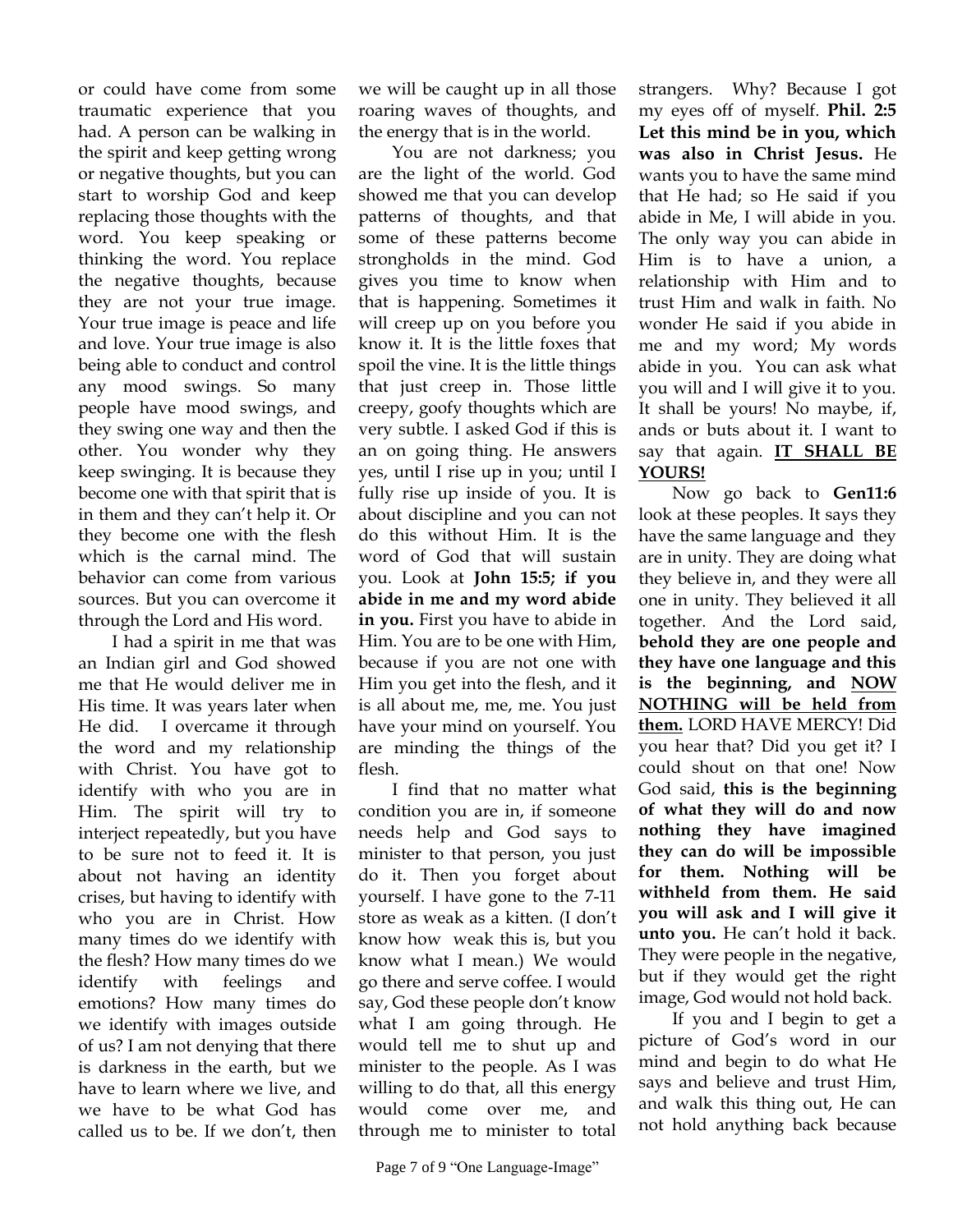or could have come from some traumatic experience that you had. A person can be walking in the spirit and keep getting wrong or negative thoughts, but you can start to worship God and keep replacing those thoughts with the word. You keep speaking or thinking the word. You replace the negative thoughts, because they are not your true image. Your true image is peace and life and love. Your true image is also being able to conduct and control any mood swings. So many people have mood swings, and they swing one way and then the other. You wonder why they keep swinging. It is because they become one with that spirit that is in them and they can't help it. Or they become one with the flesh which is the carnal mind. The behavior can come from various sources. But you can overcome it through the Lord and His word.

I had a spirit in me that was an Indian girl and God showed me that He would deliver me in His time. It was years later when He did. I overcame it through the word and my relationship with Christ. You have got to identify with who you are in Him. The spirit will try to interject repeatedly, but you have to be sure not to feed it. It is about not having an identity crises, but having to identify with who you are in Christ. How many times do we identify with the flesh? How many times do we identify with feelings and emotions? How many times do we identify with images outside of us? I am not denying that there is darkness in the earth, but we have to learn where we live, and we have to be what God has called us to be. If we don't, then we will be caught up in all those roaring waves of thoughts, and the energy that is in the world.

You are not darkness; you are the light of the world. God showed me that you can develop patterns of thoughts, and that some of these patterns become strongholds in the mind. God gives you time to know when that is happening. Sometimes it will creep up on you before you know it. It is the little foxes that spoil the vine. It is the little things that just creep in. Those little creepy, goofy thoughts which are very subtle. I asked God if this is an on going thing. He answers yes, until I rise up in you; until I fully rise up inside of you. It is about discipline and you can not do this without Him. It is the word of God that will sustain you. Look at **John 15:5; if you abide in me and my word abide in you.** First you have to abide in Him. You are to be one with Him, because if you are not one with Him you get into the flesh, and it is all about me, me, me. You just have your mind on yourself. You are minding the things of the flesh.

I find that no matter what condition you are in, if someone needs help and God says to minister to that person, you just do it. Then you forget about yourself. I have gone to the 7-11 store as weak as a kitten. (I don't know how weak this is, but you know what I mean.) We would go there and serve coffee. I would say, God these people don't know what I am going through. He would tell me to shut up and minister to the people. As I was willing to do that, all this energy would come over me, and through me to minister to total strangers. Why? Because I got my eyes off of myself. **Phil. 2:5 Let this mind be in you, which was also in Christ Jesus.** He wants you to have the same mind that He had; so He said if you abide in Me, I will abide in you. The only way you can abide in Him is to have a union, a relationship with Him and to trust Him and walk in faith. No wonder He said if you abide in me and my word; My words abide in you. You can ask what you will and I will give it to you. It shall be yours! No maybe, if, ands or buts about it. I want to say that again. **<u>IT SHALL BE YOURS!</u>**

Now go back to **Gen11:6** look at these peoples. It says they have the same language and they are in unity. They are doing what they believe in, and they were all one in unity. They believed it all together. And the Lord said, **behold they are one people and they have one language and this is the beginning, and <u>NOW NOTHING will be held from them.</u>** LORD HAVE MERCY! Did you hear that? Did you get it? I could shout on that one! Now God said, **this is the beginning of what they will do and now nothing they have imagined they can do will be impossible for them. Nothing will be withheld from them. He said you will ask and I will give it unto you.** He can't hold it back. They were people in the negative, but if they would get the right image, God would not hold back.

If you and I begin to get a picture of God's word in our mind and begin to do what He says and believe and trust Him, and walk this thing out, He can not hold anything back because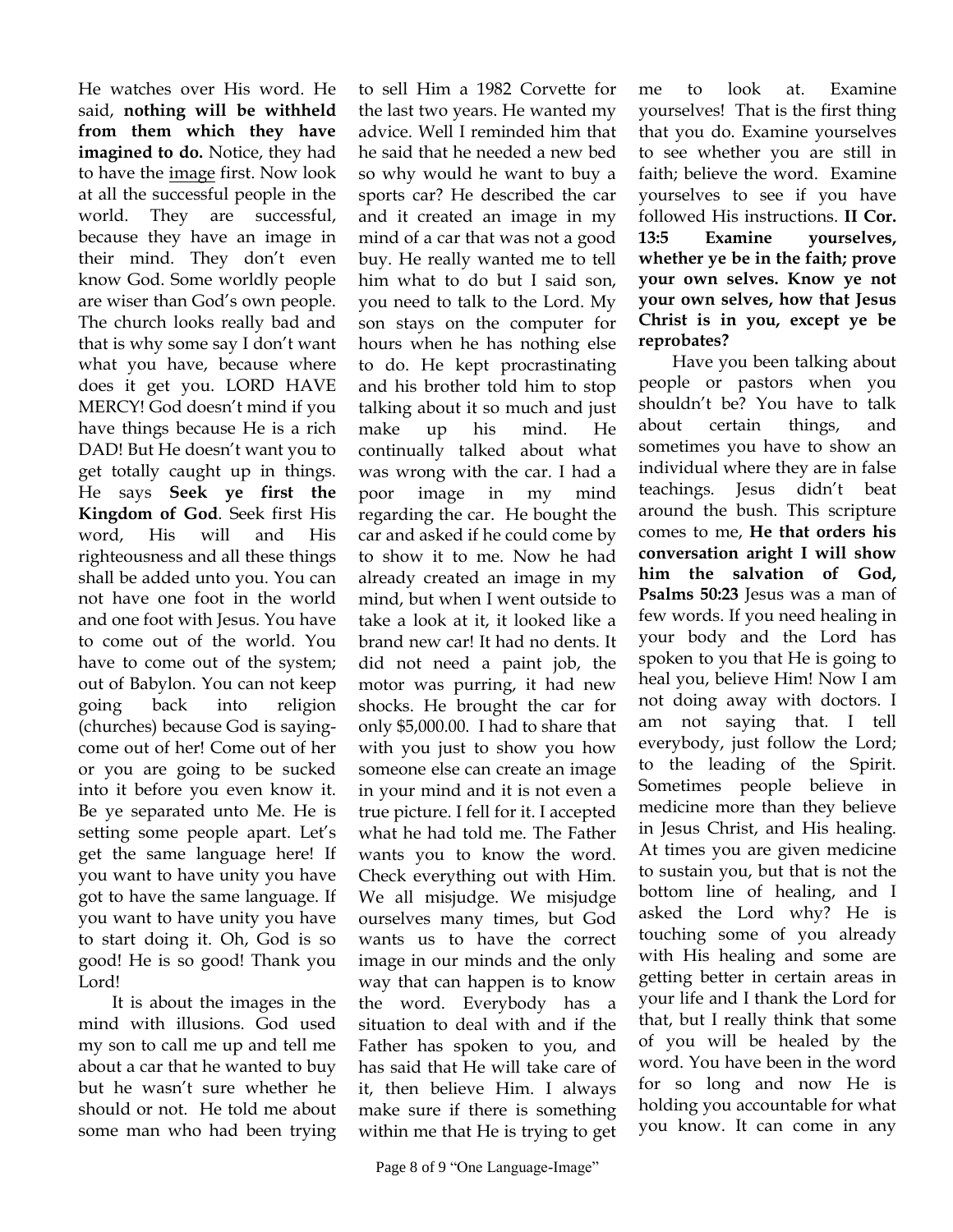He watches over His word. He said, **nothing will be withheld from them which they have imagined to do.** Notice, they had to have the image first. Now look at all the successful people in the world. They are successful, because they have an image in their mind. They don't even know God. Some worldly people are wiser than God's own people. The church looks really bad and that is why some say I don't want what you have, because where does it get you. LORD HAVE MERCY! God doesn't mind if you have things because He is a rich DAD! But He doesn't want you to get totally caught up in things. He says **Seek ye first the Kingdom of God**. Seek first His word, His will and His righteousness and all these things shall be added unto you. You can not have one foot in the world and one foot with Jesus. You have to come out of the world. You have to come out of the system; out of Babylon. You can not keep going back into religion (churches) because God is saying-come out of her! Come out of her or you are going to be sucked into it before you even know it. Be ye separated unto Me. He is setting some people apart. Let's get the same language here! If you want to have unity you have got to have the same language. If you want to have unity you have to start doing it. Oh, God is so good! He is so good! Thank you Lord!

It is about the images in the mind with illusions. God used my son to call me up and tell me about a car that he wanted to buy but he wasn't sure whether he should or not. He told me about some man who had been trying to sell Him a 1982 Corvette for the last two years. He wanted my advice. Well I reminded him that he said that he needed a new bed so why would he want to buy a sports car? He described the car and it created an image in my mind of a car that was not a good buy. He really wanted me to tell him what to do but I said son, you need to talk to the Lord. My son stays on the computer for hours when he has nothing else to do. He kept procrastinating and his brother told him to stop talking about it so much and just make up his mind. He continually talked about what was wrong with the car. I had a poor image in my mind regarding the car. He bought the car and asked if he could come by to show it to me. Now he had already created an image in my mind, but when I went outside to take a look at it, it looked like a brand new car! It had no dents. It did not need a paint job, the motor was purring, it had new shocks. He brought the car for only $5,000.00. I had to share that with you just to show you how someone else can create an image in your mind and it is not even a true picture. I fell for it. I accepted what he had told me. The Father wants you to know the word. Check everything out with Him. We all misjudge. We misjudge ourselves many times, but God wants us to have the correct image in our minds and the only way that can happen is to know the word. Everybody has a situation to deal with and if the Father has spoken to you, and has said that He will take care of it, then believe Him. I always make sure if there is something within me that He is trying to get me to look at. Examine yourselves! That is the first thing that you do. Examine yourselves to see whether you are still in faith; believe the word. Examine yourselves to see if you have followed His instructions. **II Cor. 13:5 Examine yourselves, whether ye be in the faith; prove your own selves. Know ye not your own selves, how that Jesus Christ is in you, except ye be reprobates?**

Have you been talking about people or pastors when you shouldn't be? You have to talk about certain things, and sometimes you have to show an individual where they are in false teachings. Jesus didn't beat around the bush. This scripture comes to me, **He that orders his conversation aright I will show him the salvation of God, Psalms 50:23** Jesus was a man of few words. If you need healing in your body and the Lord has spoken to you that He is going to heal you, believe Him! Now I am not doing away with doctors. I am not saying that. I tell everybody, just follow the Lord; to the leading of the Spirit. Sometimes people believe in medicine more than they believe in Jesus Christ, and His healing. At times you are given medicine to sustain you, but that is not the bottom line of healing, and I asked the Lord why? He is touching some of you already with His healing and some are getting better in certain areas in your life and I thank the Lord for that, but I really think that some of you will be healed by the word. You have been in the word for so long and now He is holding you accountable for what you know. It can come in any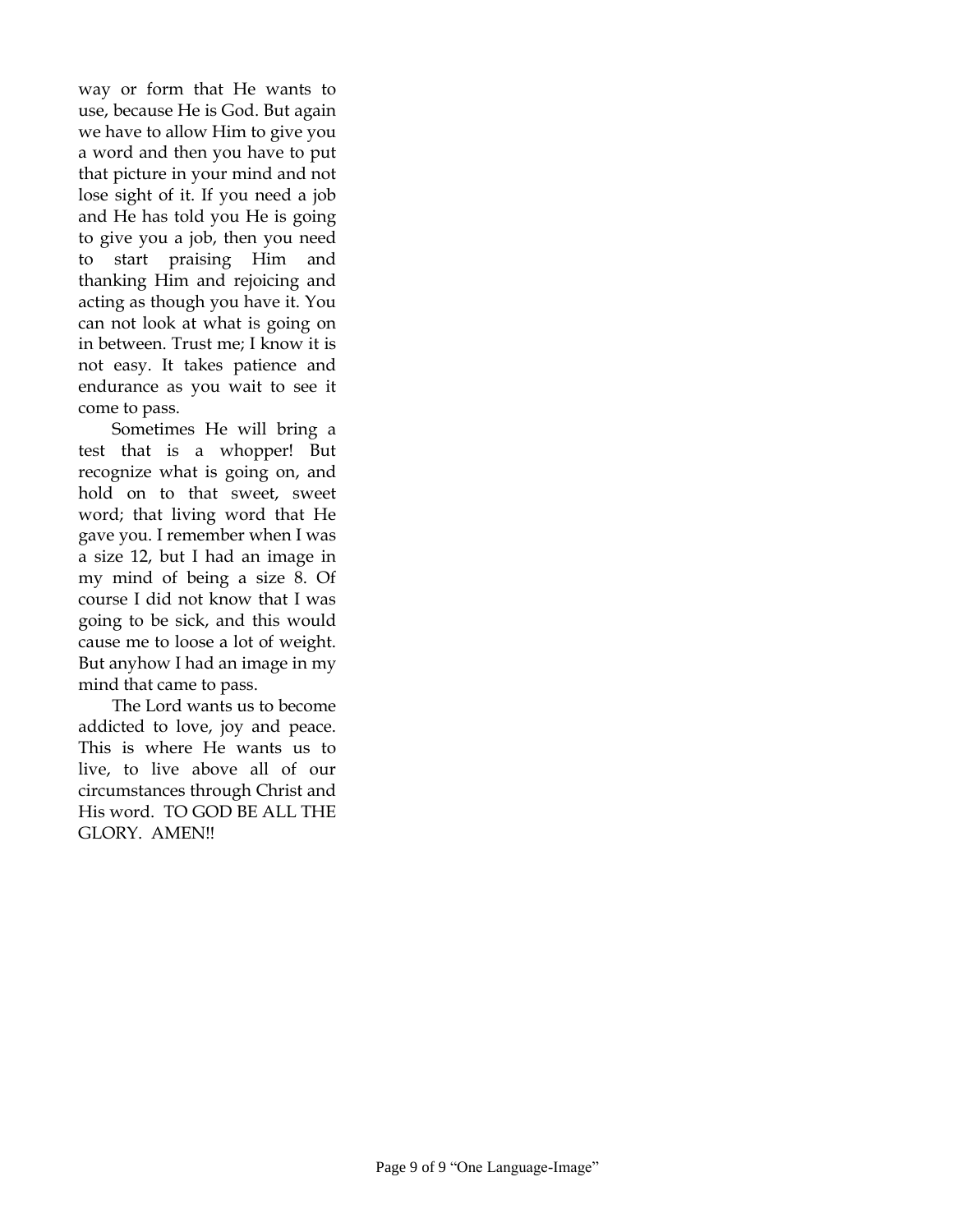way or form that He wants to use, because He is God. But again we have to allow Him to give you a word and then you have to put that picture in your mind and not lose sight of it. If you need a job and He has told you He is going to give you a job, then you need to start praising Him and thanking Him and rejoicing and acting as though you have it. You can not look at what is going on in between. Trust me; I know it is not easy. It takes patience and endurance as you wait to see it come to pass.

Sometimes He will bring a test that is a whopper! But recognize what is going on, and hold on to that sweet, sweet word; that living word that He gave you. I remember when I was a size 12, but I had an image in my mind of being a size 8. Of course I did not know that I was going to be sick, and this would cause me to loose a lot of weight. But anyhow I had an image in my mind that came to pass.

The Lord wants us to become addicted to love, joy and peace. This is where He wants us to live, to live above all of our circumstances through Christ and His word. TO GOD BE ALL THE GLORY. AMEN!!